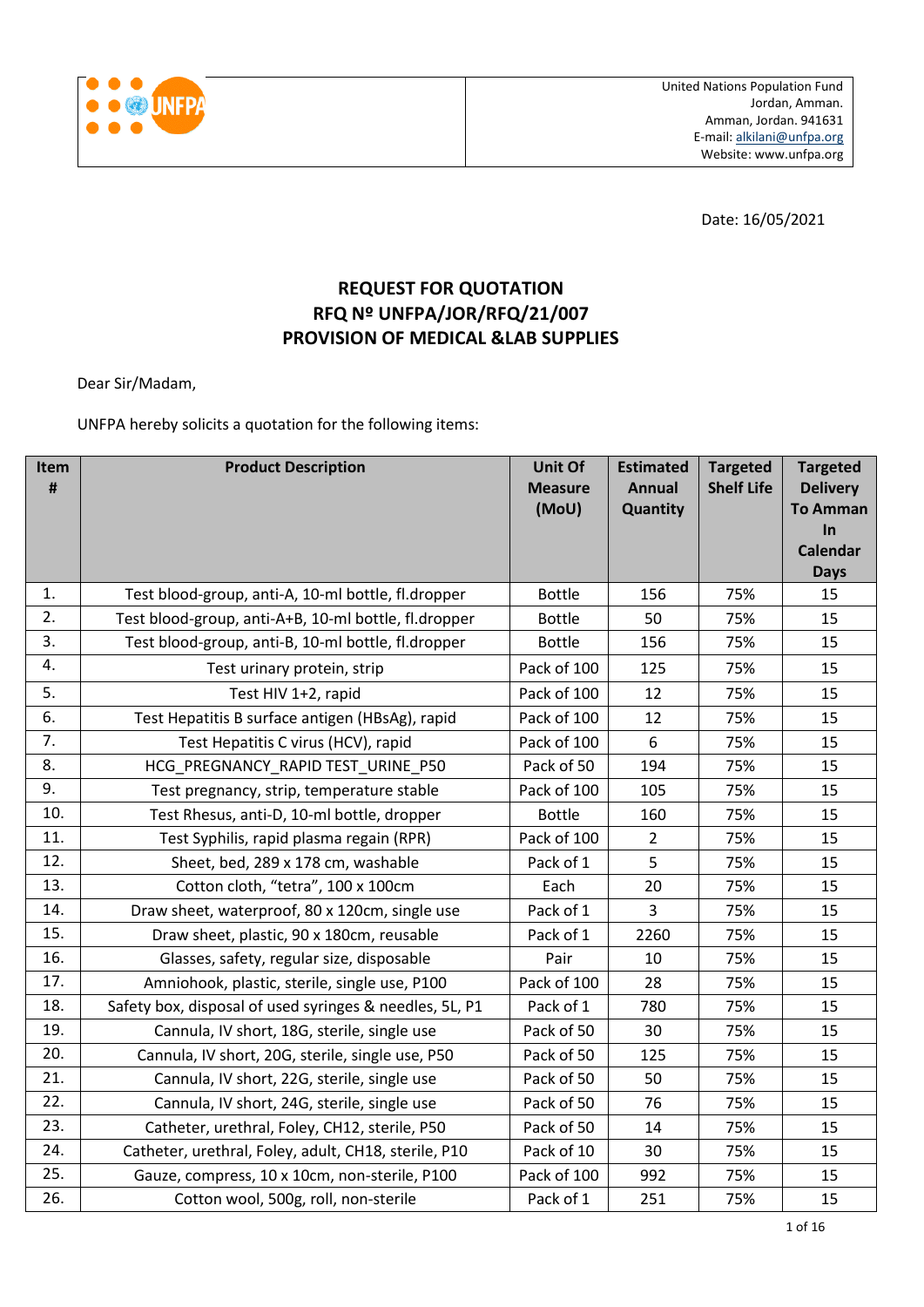United Nations Population Fund
Jordan, Amman.
Amman, Jordan. 941631
E-mail: alkilani@unfpa.org
Website: www.unfpa.org

Date: 16/05/2021

## REQUEST FOR QUOTATION
## RFQ Nº UNFPA/JOR/RFQ/21/007
## PROVISION OF MEDICAL &LAB SUPPLIES

Dear Sir/Madam,

UNFPA hereby solicits a quotation for the following items:

| Item # | Product Description | Unit Of Measure (MoU) | Estimated Annual Quantity | Targeted Shelf Life | Targeted Delivery To Amman In Calendar Days |
|---|---|---|---|---|---|
| 1. | Test blood-group, anti-A, 10-ml bottle, fl.dropper | Bottle | 156 | 75% | 15 |
| 2. | Test blood-group, anti-A+B, 10-ml bottle, fl.dropper | Bottle | 50 | 75% | 15 |
| 3. | Test blood-group, anti-B, 10-ml bottle, fl.dropper | Bottle | 156 | 75% | 15 |
| 4. | Test urinary protein, strip | Pack of 100 | 125 | 75% | 15 |
| 5. | Test HIV 1+2, rapid | Pack of 100 | 12 | 75% | 15 |
| 6. | Test Hepatitis B surface antigen (HBsAg), rapid | Pack of 100 | 12 | 75% | 15 |
| 7. | Test Hepatitis C virus (HCV), rapid | Pack of 100 | 6 | 75% | 15 |
| 8. | HCG_PREGNANCY_RAPID TEST_URINE_P50 | Pack of 50 | 194 | 75% | 15 |
| 9. | Test pregnancy, strip, temperature stable | Pack of 100 | 105 | 75% | 15 |
| 10. | Test Rhesus, anti-D, 10-ml bottle, dropper | Bottle | 160 | 75% | 15 |
| 11. | Test Syphilis, rapid plasma regain (RPR) | Pack of 100 | 2 | 75% | 15 |
| 12. | Sheet, bed, 289 x 178 cm, washable | Pack of 1 | 5 | 75% | 15 |
| 13. | Cotton cloth, "tetra", 100 x 100cm | Each | 20 | 75% | 15 |
| 14. | Draw sheet, waterproof, 80 x 120cm, single use | Pack of 1 | 3 | 75% | 15 |
| 15. | Draw sheet, plastic, 90 x 180cm, reusable | Pack of 1 | 2260 | 75% | 15 |
| 16. | Glasses, safety, regular size, disposable | Pair | 10 | 75% | 15 |
| 17. | Amniohook, plastic, sterile, single use, P100 | Pack of 100 | 28 | 75% | 15 |
| 18. | Safety box, disposal of used syringes & needles, 5L, P1 | Pack of 1 | 780 | 75% | 15 |
| 19. | Cannula, IV short, 18G, sterile, single use | Pack of 50 | 30 | 75% | 15 |
| 20. | Cannula, IV short, 20G, sterile, single use, P50 | Pack of 50 | 125 | 75% | 15 |
| 21. | Cannula, IV short, 22G, sterile, single use | Pack of 50 | 50 | 75% | 15 |
| 22. | Cannula, IV short, 24G, sterile, single use | Pack of 50 | 76 | 75% | 15 |
| 23. | Catheter, urethral, Foley, CH12, sterile, P50 | Pack of 50 | 14 | 75% | 15 |
| 24. | Catheter, urethral, Foley, adult, CH18, sterile, P10 | Pack of 10 | 30 | 75% | 15 |
| 25. | Gauze, compress, 10 x 10cm, non-sterile, P100 | Pack of 100 | 992 | 75% | 15 |
| 26. | Cotton wool, 500g, roll, non-sterile | Pack of 1 | 251 | 75% | 15 |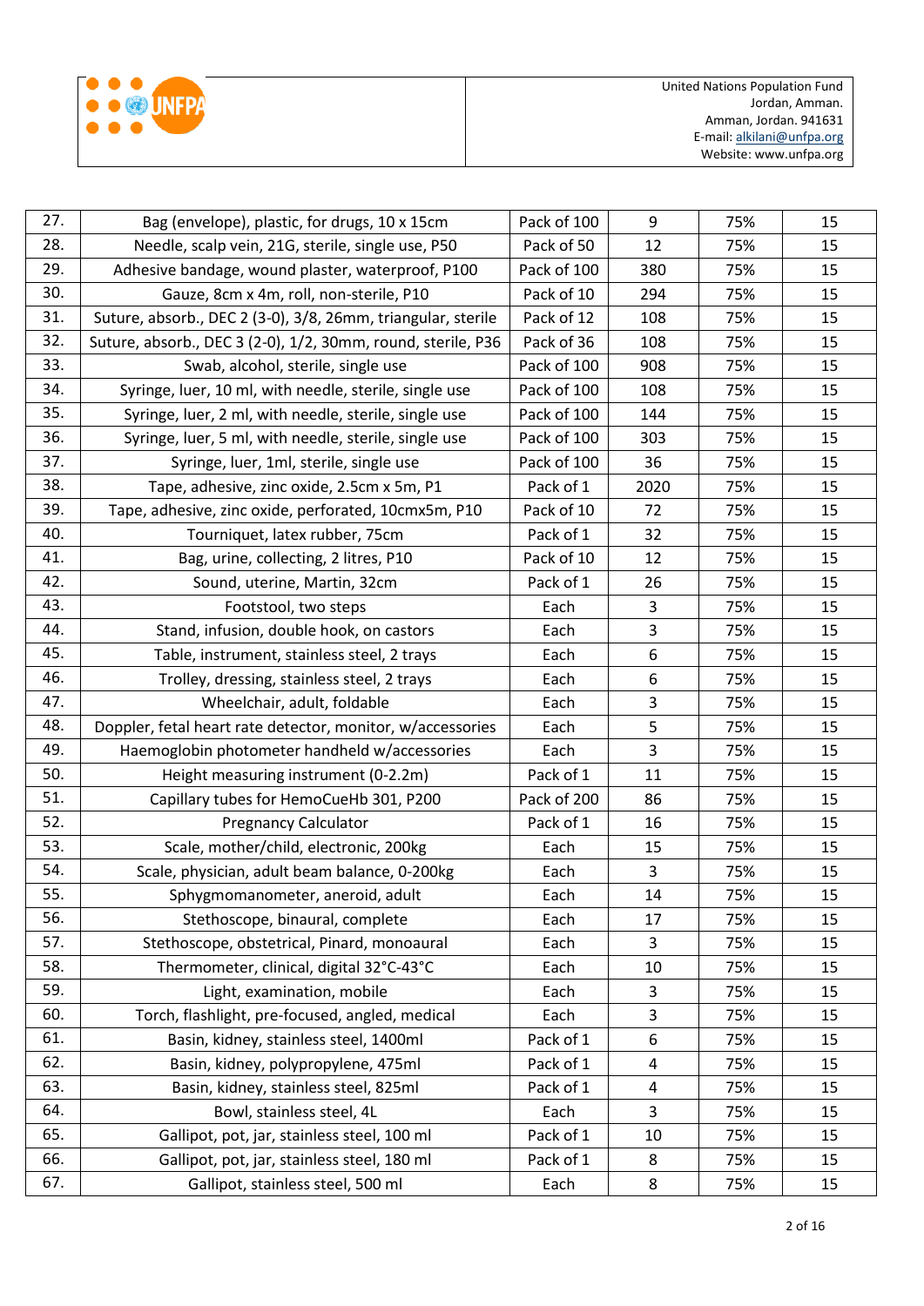| | | | | | |
|---|---|---|---|---|---|
| 27. | Bag (envelope), plastic, for drugs, 10 x 15cm | Pack of 100 | 9 | 75% | 15 |
| 28. | Needle, scalp vein, 21G, sterile, single use, P50 | Pack of 50 | 12 | 75% | 15 |
| 29. | Adhesive bandage, wound plaster, waterproof, P100 | Pack of 100 | 380 | 75% | 15 |
| 30. | Gauze, 8cm x 4m, roll, non-sterile, P10 | Pack of 10 | 294 | 75% | 15 |
| 31. | Suture, absorb., DEC 2 (3-0), 3/8, 26mm, triangular, sterile | Pack of 12 | 108 | 75% | 15 |
| 32. | Suture, absorb., DEC 3 (2-0), 1/2, 30mm, round, sterile, P36 | Pack of 36 | 108 | 75% | 15 |
| 33. | Swab, alcohol, sterile, single use | Pack of 100 | 908 | 75% | 15 |
| 34. | Syringe, luer, 10 ml, with needle, sterile, single use | Pack of 100 | 108 | 75% | 15 |
| 35. | Syringe, luer, 2 ml, with needle, sterile, single use | Pack of 100 | 144 | 75% | 15 |
| 36. | Syringe, luer, 5 ml, with needle, sterile, single use | Pack of 100 | 303 | 75% | 15 |
| 37. | Syringe, luer, 1ml, sterile, single use | Pack of 100 | 36 | 75% | 15 |
| 38. | Tape, adhesive, zinc oxide, 2.5cm x 5m, P1 | Pack of 1 | 2020 | 75% | 15 |
| 39. | Tape, adhesive, zinc oxide, perforated, 10cmx5m, P10 | Pack of 10 | 72 | 75% | 15 |
| 40. | Tourniquet, latex rubber, 75cm | Pack of 1 | 32 | 75% | 15 |
| 41. | Bag, urine, collecting, 2 litres, P10 | Pack of 10 | 12 | 75% | 15 |
| 42. | Sound, uterine, Martin, 32cm | Pack of 1 | 26 | 75% | 15 |
| 43. | Footstool, two steps | Each | 3 | 75% | 15 |
| 44. | Stand, infusion, double hook, on castors | Each | 3 | 75% | 15 |
| 45. | Table, instrument, stainless steel, 2 trays | Each | 6 | 75% | 15 |
| 46. | Trolley, dressing, stainless steel, 2 trays | Each | 6 | 75% | 15 |
| 47. | Wheelchair, adult, foldable | Each | 3 | 75% | 15 |
| 48. | Doppler, fetal heart rate detector, monitor, w/accessories | Each | 5 | 75% | 15 |
| 49. | Haemoglobin photometer handheld w/accessories | Each | 3 | 75% | 15 |
| 50. | Height measuring instrument (0-2.2m) | Pack of 1 | 11 | 75% | 15 |
| 51. | Capillary tubes for HemoCueHb 301, P200 | Pack of 200 | 86 | 75% | 15 |
| 52. | Pregnancy Calculator | Pack of 1 | 16 | 75% | 15 |
| 53. | Scale, mother/child, electronic, 200kg | Each | 15 | 75% | 15 |
| 54. | Scale, physician, adult beam balance, 0-200kg | Each | 3 | 75% | 15 |
| 55. | Sphygmomanometer, aneroid, adult | Each | 14 | 75% | 15 |
| 56. | Stethoscope, binaural, complete | Each | 17 | 75% | 15 |
| 57. | Stethoscope, obstetrical, Pinard, monoaural | Each | 3 | 75% | 15 |
| 58. | Thermometer, clinical, digital 32°C-43°C | Each | 10 | 75% | 15 |
| 59. | Light, examination, mobile | Each | 3 | 75% | 15 |
| 60. | Torch, flashlight, pre-focused, angled, medical | Each | 3 | 75% | 15 |
| 61. | Basin, kidney, stainless steel, 1400ml | Pack of 1 | 6 | 75% | 15 |
| 62. | Basin, kidney, polypropylene, 475ml | Pack of 1 | 4 | 75% | 15 |
| 63. | Basin, kidney, stainless steel, 825ml | Pack of 1 | 4 | 75% | 15 |
| 64. | Bowl, stainless steel, 4L | Each | 3 | 75% | 15 |
| 65. | Gallipot, pot, jar, stainless steel, 100 ml | Pack of 1 | 10 | 75% | 15 |
| 66. | Gallipot, pot, jar, stainless steel, 180 ml | Pack of 1 | 8 | 75% | 15 |
| 67. | Gallipot, stainless steel, 500 ml | Each | 8 | 75% | 15 |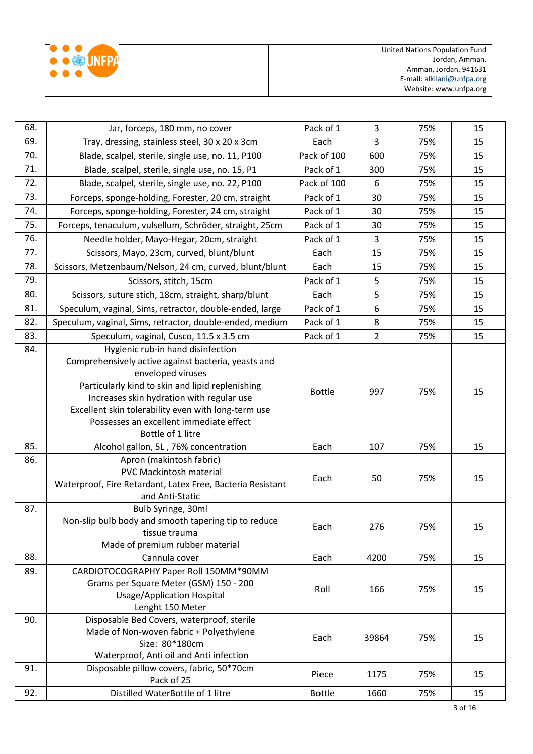United Nations Population Fund
Jordan, Amman.
Amman, Jordan. 941631
E-mail: alkilani@unfpa.org
Website: www.unfpa.org

| | | | | | |
|---|---|---|---|---|---|
| 68. | Jar, forceps, 180 mm, no cover | Pack of 1 | 3 | 75% | 15 |
| 69. | Tray, dressing, stainless steel, 30 x 20 x 3cm | Each | 3 | 75% | 15 |
| 70. | Blade, scalpel, sterile, single use, no. 11, P100 | Pack of 100 | 600 | 75% | 15 |
| 71. | Blade, scalpel, sterile, single use, no. 15, P1 | Pack of 1 | 300 | 75% | 15 |
| 72. | Blade, scalpel, sterile, single use, no. 22, P100 | Pack of 100 | 6 | 75% | 15 |
| 73. | Forceps, sponge-holding, Forester, 20 cm, straight | Pack of 1 | 30 | 75% | 15 |
| 74. | Forceps, sponge-holding, Forester, 24 cm, straight | Pack of 1 | 30 | 75% | 15 |
| 75. | Forceps, tenaculum, vulsellum, Schröder, straight, 25cm | Pack of 1 | 30 | 75% | 15 |
| 76. | Needle holder, Mayo-Hegar, 20cm, straight | Pack of 1 | 3 | 75% | 15 |
| 77. | Scissors, Mayo, 23cm, curved, blunt/blunt | Each | 15 | 75% | 15 |
| 78. | Scissors, Metzenbaum/Nelson, 24 cm, curved, blunt/blunt | Each | 15 | 75% | 15 |
| 79. | Scissors, stitch, 15cm | Pack of 1 | 5 | 75% | 15 |
| 80. | Scissors, suture stich, 18cm, straight, sharp/blunt | Each | 5 | 75% | 15 |
| 81. | Speculum, vaginal, Sims, retractor, double-ended, large | Pack of 1 | 6 | 75% | 15 |
| 82. | Speculum, vaginal, Sims, retractor, double-ended, medium | Pack of 1 | 8 | 75% | 15 |
| 83. | Speculum, vaginal, Cusco, 11.5 x 3.5 cm | Pack of 1 | 2 | 75% | 15 |
| 84. | Hygienic rub-in hand disinfection<br>Comprehensively active against bacteria, yeasts and enveloped viruses<br>Particularly kind to skin and lipid replenishing<br>Increases skin hydration with regular use<br>Excellent skin tolerability even with long-term use<br>Possesses an excellent immediate effect<br>Bottle of 1 litre | Bottle | 997 | 75% | 15 |
| 85. | Alcohol gallon, 5L , 76% concentration | Each | 107 | 75% | 15 |
| 86. | Apron (makintosh fabric)<br>PVC Mackintosh material<br>Waterproof, Fire Retardant, Latex Free, Bacteria Resistant and Anti-Static | Each | 50 | 75% | 15 |
| 87. | Bulb Syringe, 30ml<br>Non-slip bulb body and smooth tapering tip to reduce tissue trauma<br>Made of premium rubber material | Each | 276 | 75% | 15 |
| 88. | Cannula cover | Each | 4200 | 75% | 15 |
| 89. | CARDIOTOCOGRAPHY Paper Roll 150MM*90MM<br>Grams per Square Meter (GSM) 150 - 200<br>Usage/Application Hospital<br>Lenght 150 Meter | Roll | 166 | 75% | 15 |
| 90. | Disposable Bed Covers, waterproof, sterile<br>Made of Non-woven fabric + Polyethylene<br>Size: 80*180cm<br>Waterproof, Anti oil and Anti infection | Each | 39864 | 75% | 15 |
| 91. | Disposable pillow covers, fabric, 50*70cm<br>Pack of 25 | Piece | 1175 | 75% | 15 |
| 92. | Distilled WaterBottle of 1 litre | Bottle | 1660 | 75% | 15 |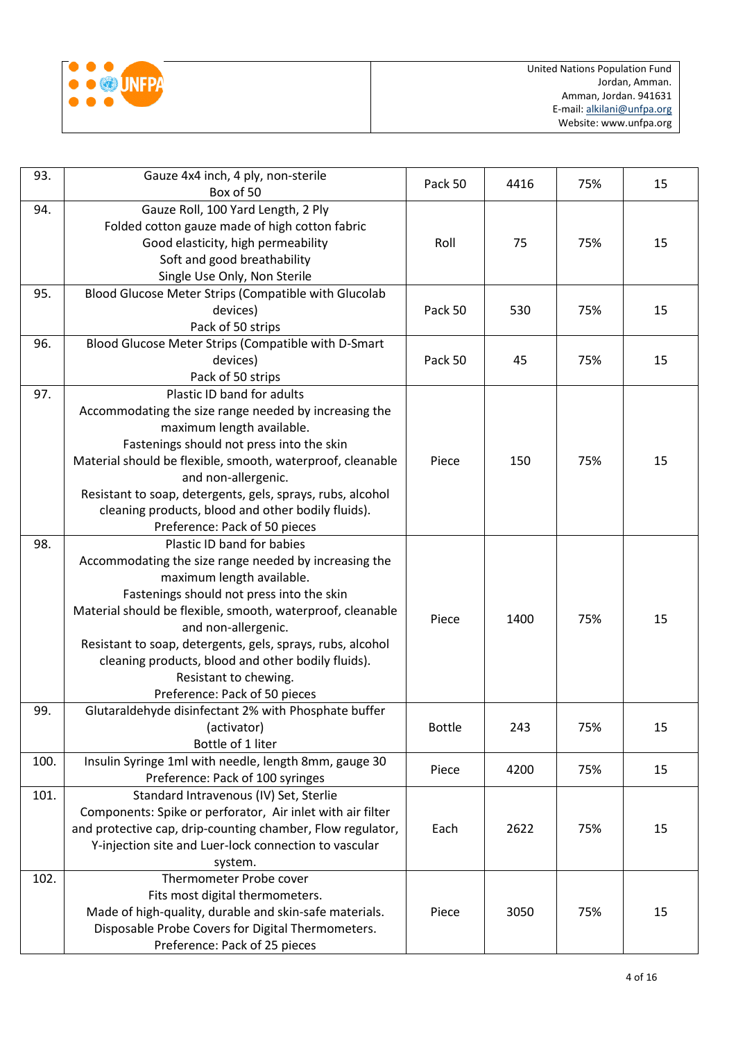| 93. | Gauze 4x4 inch, 4 ply, non-sterile<br>Box of 50 | Pack 50 | 4416 | 75% | 15 |
|---|---|---|---|---|---|
| 94. | Gauze Roll, 100 Yard Length, 2 Ply<br>Folded cotton gauze made of high cotton fabric<br>Good elasticity, high permeability<br>Soft and good breathability<br>Single Use Only, Non Sterile | Roll | 75 | 75% | 15 |
| 95. | Blood Glucose Meter Strips (Compatible with Glucolab devices)<br>Pack of 50 strips | Pack 50 | 530 | 75% | 15 |
| 96. | Blood Glucose Meter Strips (Compatible with D-Smart devices)<br>Pack of 50 strips | Pack 50 | 45 | 75% | 15 |
| 97. | Plastic ID band for adults<br>Accommodating the size range needed by increasing the maximum length available.<br>Fastenings should not press into the skin<br>Material should be flexible, smooth, waterproof, cleanable and non-allergenic.<br>Resistant to soap, detergents, gels, sprays, rubs, alcohol cleaning products, blood and other bodily fluids).<br>Preference: Pack of 50 pieces | Piece | 150 | 75% | 15 |
| 98. | Plastic ID band for babies<br>Accommodating the size range needed by increasing the maximum length available.<br>Fastenings should not press into the skin<br>Material should be flexible, smooth, waterproof, cleanable and non-allergenic.<br>Resistant to soap, detergents, gels, sprays, rubs, alcohol cleaning products, blood and other bodily fluids).<br>Resistant to chewing.<br>Preference: Pack of 50 pieces | Piece | 1400 | 75% | 15 |
| 99. | Glutaraldehyde disinfectant 2% with Phosphate buffer (activator)<br>Bottle of 1 liter | Bottle | 243 | 75% | 15 |
| 100. | Insulin Syringe 1ml with needle, length 8mm, gauge 30<br>Preference: Pack of 100 syringes | Piece | 4200 | 75% | 15 |
| 101. | Standard Intravenous (IV) Set, Sterlie<br>Components: Spike or perforator, Air inlet with air filter and protective cap, drip-counting chamber, Flow regulator, Y-injection site and Luer-lock connection to vascular system. | Each | 2622 | 75% | 15 |
| 102. | Thermometer Probe cover<br>Fits most digital thermometers.<br>Made of high-quality, durable and skin-safe materials.<br>Disposable Probe Covers for Digital Thermometers.<br>Preference: Pack of 25 pieces | Piece | 3050 | 75% | 15 |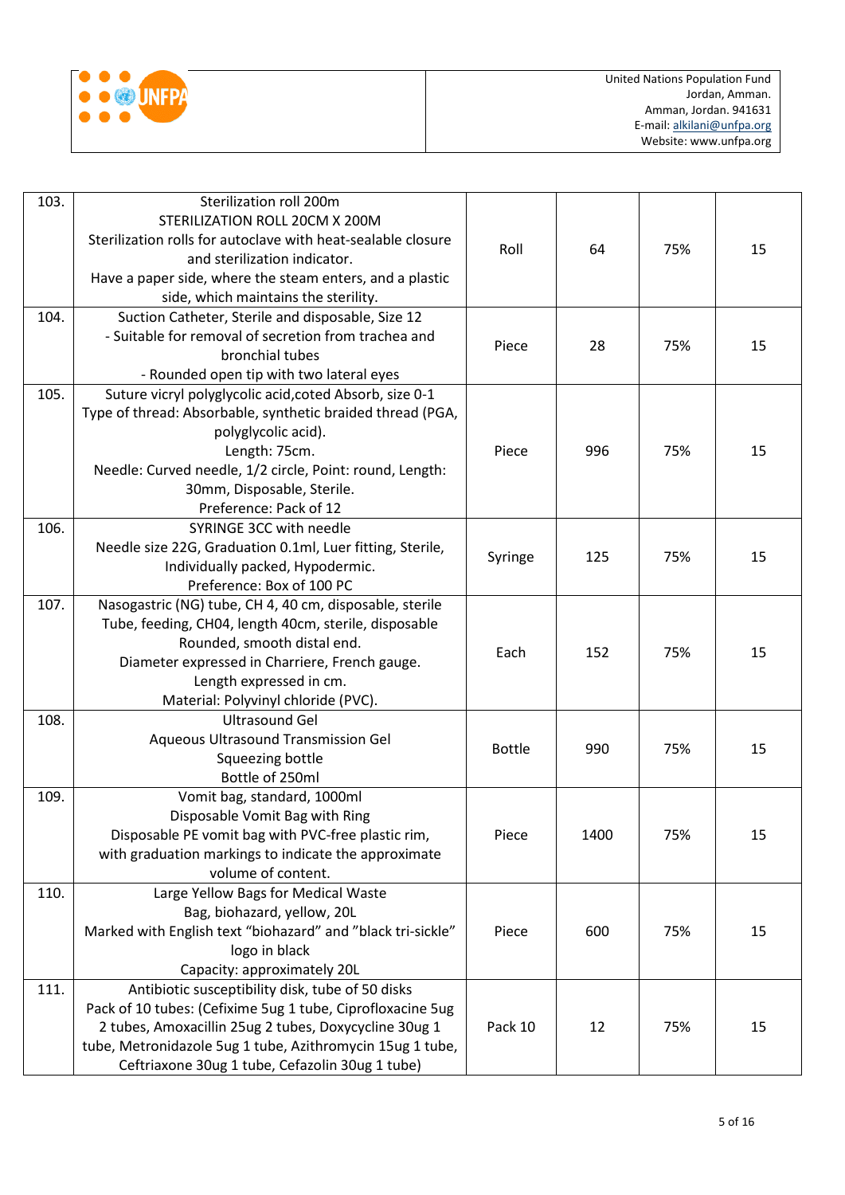United Nations Population Fund
Jordan, Amman.
Amman, Jordan. 941631
E-mail: alkilani@unfpa.org
Website: www.unfpa.org

| | | | | | |
|---|---|---|---|---|---|
| 103. | Sterilization roll 200m<br>STERILIZATION ROLL 20CM X 200M<br>Sterilization rolls for autoclave with heat-sealable closure and sterilization indicator.<br>Have a paper side, where the steam enters, and a plastic side, which maintains the sterility. | Roll | 64 | 75% | 15 |
| 104. | Suction Catheter, Sterile and disposable, Size 12<br>- Suitable for removal of secretion from trachea and bronchial tubes<br>- Rounded open tip with two lateral eyes | Piece | 28 | 75% | 15 |
| 105. | Suture vicryl polyglycolic acid,coted Absorb, size 0-1<br>Type of thread: Absorbable, synthetic braided thread (PGA, polyglycolic acid).<br>Length: 75cm.<br>Needle: Curved needle, 1/2 circle, Point: round, Length: 30mm, Disposable, Sterile.<br>Preference: Pack of 12 | Piece | 996 | 75% | 15 |
| 106. | SYRINGE 3CC with needle<br>Needle size 22G, Graduation 0.1ml, Luer fitting, Sterile, Individually packed, Hypodermic.<br>Preference: Box of 100 PC | Syringe | 125 | 75% | 15 |
| 107. | Nasogastric (NG) tube, CH 4, 40 cm, disposable, sterile<br>Tube, feeding, CH04, length 40cm, sterile, disposable<br>Rounded, smooth distal end.<br>Diameter expressed in Charriere, French gauge.<br>Length expressed in cm.<br>Material: Polyvinyl chloride (PVC). | Each | 152 | 75% | 15 |
| 108. | Ultrasound Gel<br>Aqueous Ultrasound Transmission Gel<br>Squeezing bottle<br>Bottle of 250ml | Bottle | 990 | 75% | 15 |
| 109. | Vomit bag, standard, 1000ml<br>Disposable Vomit Bag with Ring<br>Disposable PE vomit bag with PVC-free plastic rim, with graduation markings to indicate the approximate volume of content. | Piece | 1400 | 75% | 15 |
| 110. | Large Yellow Bags for Medical Waste<br>Bag, biohazard, yellow, 20L<br>Marked with English text "biohazard" and "black tri-sickle" logo in black<br>Capacity: approximately 20L | Piece | 600 | 75% | 15 |
| 111. | Antibiotic susceptibility disk, tube of 50 disks<br>Pack of 10 tubes: (Cefixime 5ug 1 tube, Ciprofloxacine 5ug 2 tubes, Amoxacillin 25ug 2 tubes, Doxycycline 30ug 1 tube, Metronidazole 5ug 1 tube, Azithromycin 15ug 1 tube, Ceftriaxone 30ug 1 tube, Cefazolin 30ug 1 tube) | Pack 10 | 12 | 75% | 15 |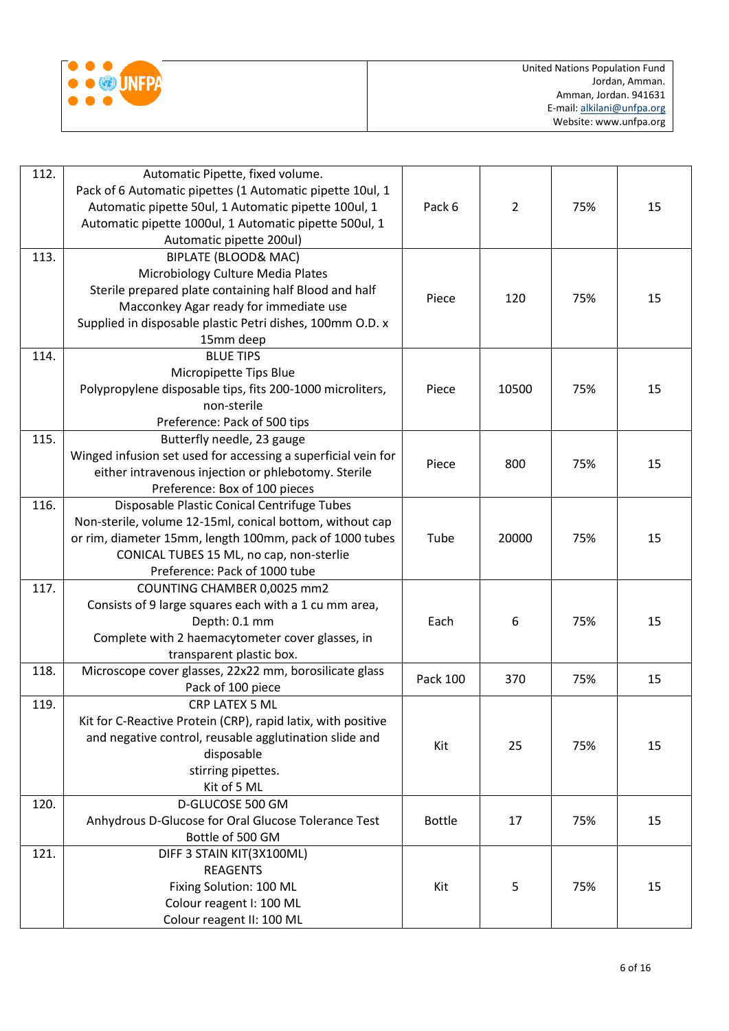| | | | | | |
|---|---|---|---|---|---|
| 112. | Automatic Pipette, fixed volume.<br>Pack of 6 Automatic pipettes (1 Automatic pipette 10ul, 1 Automatic pipette 50ul, 1 Automatic pipette 100ul, 1 Automatic pipette 1000ul, 1 Automatic pipette 500ul, 1 Automatic pipette 200ul) | Pack 6 | 2 | 75% | 15 |
| 113. | BIPLATE (BLOOD& MAC)<br>Microbiology Culture Media Plates<br>Sterile prepared plate containing half Blood and half Macconkey Agar ready for immediate use<br>Supplied in disposable plastic Petri dishes, 100mm O.D. x 15mm deep | Piece | 120 | 75% | 15 |
| 114. | BLUE TIPS<br>Micropipette Tips Blue<br>Polypropylene disposable tips, fits 200-1000 microliters, non-sterile<br>Preference: Pack of 500 tips | Piece | 10500 | 75% | 15 |
| 115. | Butterfly needle, 23 gauge<br>Winged infusion set used for accessing a superficial vein for either intravenous injection or phlebotomy. Sterile<br>Preference: Box of 100 pieces | Piece | 800 | 75% | 15 |
| 116. | Disposable Plastic Conical Centrifuge Tubes<br>Non-sterile, volume 12-15ml, conical bottom, without cap or rim, diameter 15mm, length 100mm, pack of 1000 tubes<br>CONICAL TUBES 15 ML, no cap, non-sterlie<br>Preference: Pack of 1000 tube | Tube | 20000 | 75% | 15 |
| 117. | COUNTING CHAMBER 0,0025 mm2<br>Consists of 9 large squares each with a 1 cu mm area,<br>Depth: 0.1 mm<br>Complete with 2 haemacytometer cover glasses, in transparent plastic box. | Each | 6 | 75% | 15 |
| 118. | Microscope cover glasses, 22x22 mm, borosilicate glass<br>Pack of 100 piece | Pack 100 | 370 | 75% | 15 |
| 119. | CRP LATEX 5 ML<br>Kit for C-Reactive Protein (CRP), rapid latix, with positive and negative control, reusable agglutination slide and disposable<br>stirring pipettes.<br>Kit of 5 ML | Kit | 25 | 75% | 15 |
| 120. | D-GLUCOSE 500 GM<br>Anhydrous D-Glucose for Oral Glucose Tolerance Test<br>Bottle of 500 GM | Bottle | 17 | 75% | 15 |
| 121. | DIFF 3 STAIN KIT(3X100ML)<br>REAGENTS<br>Fixing Solution: 100 ML<br>Colour reagent I: 100 ML<br>Colour reagent II: 100 ML | Kit | 5 | 75% | 15 |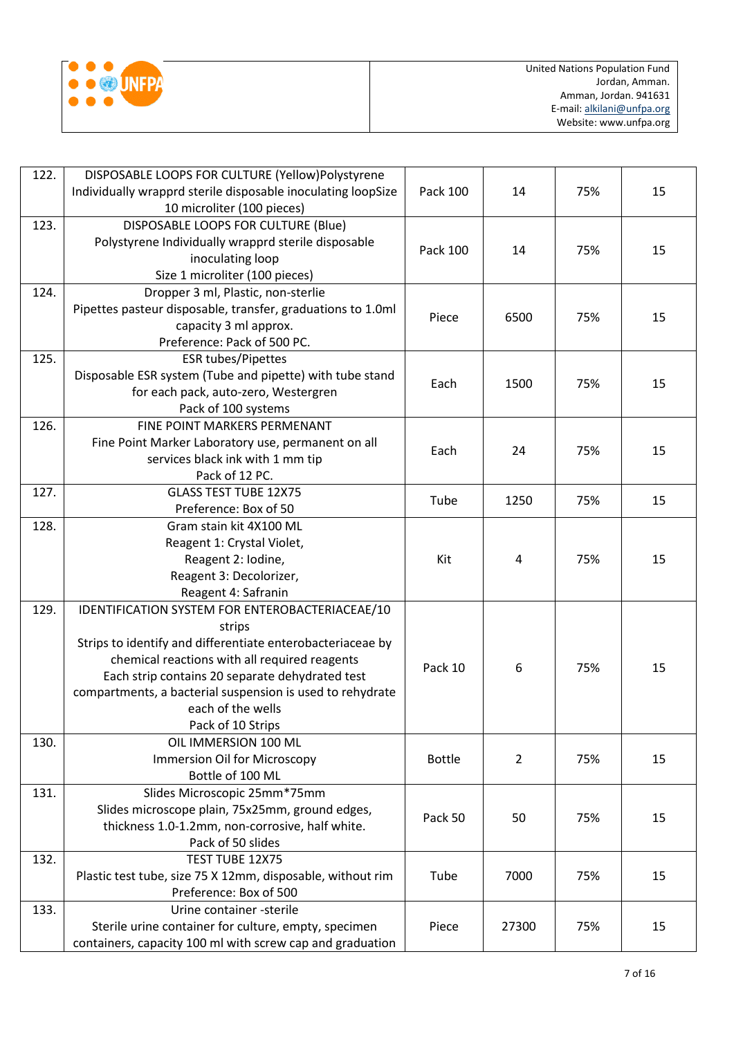United Nations Population Fund
Jordan, Amman.
Amman, Jordan. 941631
E-mail: alkilani@unfpa.org
Website: www.unfpa.org

| | | | | | |
|---|---|---|---|---|---|
| 122. | DISPOSABLE LOOPS FOR CULTURE (Yellow)Polystyrene Individually wrapprd sterile disposable inoculating loopSize 10 microliter (100 pieces) | Pack 100 | 14 | 75% | 15 |
| 123. | DISPOSABLE LOOPS FOR CULTURE (Blue) Polystyrene Individually wrapprd sterile disposable inoculating loop Size 1 microliter (100 pieces) | Pack 100 | 14 | 75% | 15 |
| 124. | Dropper 3 ml, Plastic, non-sterlie Pipettes pasteur disposable, transfer, graduations to 1.0ml capacity 3 ml approx. Preference: Pack of 500 PC. | Piece | 6500 | 75% | 15 |
| 125. | ESR tubes/Pipettes Disposable ESR system (Tube and pipette) with tube stand for each pack, auto-zero, Westergren Pack of 100 systems | Each | 1500 | 75% | 15 |
| 126. | FINE POINT MARKERS PERMENANT Fine Point Marker Laboratory use, permanent on all services black ink with 1 mm tip Pack of 12 PC. | Each | 24 | 75% | 15 |
| 127. | GLASS TEST TUBE 12X75 Preference: Box of 50 | Tube | 1250 | 75% | 15 |
| 128. | Gram stain kit 4X100 ML Reagent 1: Crystal Violet, Reagent 2: Iodine, Reagent 3: Decolorizer, Reagent 4: Safranin | Kit | 4 | 75% | 15 |
| 129. | IDENTIFICATION SYSTEM FOR ENTEROBACTERIACEAE/10 strips Strips to identify and differentiate enterobacteriaceae by chemical reactions with all required reagents Each strip contains 20 separate dehydrated test compartments, a bacterial suspension is used to rehydrate each of the wells Pack of 10 Strips | Pack 10 | 6 | 75% | 15 |
| 130. | OIL IMMERSION 100 ML Immersion Oil for Microscopy Bottle of 100 ML | Bottle | 2 | 75% | 15 |
| 131. | Slides Microscopic 25mm*75mm Slides microscope plain, 75x25mm, ground edges, thickness 1.0-1.2mm, non-corrosive, half white. Pack of 50 slides | Pack 50 | 50 | 75% | 15 |
| 132. | TEST TUBE 12X75 Plastic test tube, size 75 X 12mm, disposable, without rim Preference: Box of 500 | Tube | 7000 | 75% | 15 |
| 133. | Urine container -sterile Sterile urine container for culture, empty, specimen containers, capacity 100 ml with screw cap and graduation | Piece | 27300 | 75% | 15 |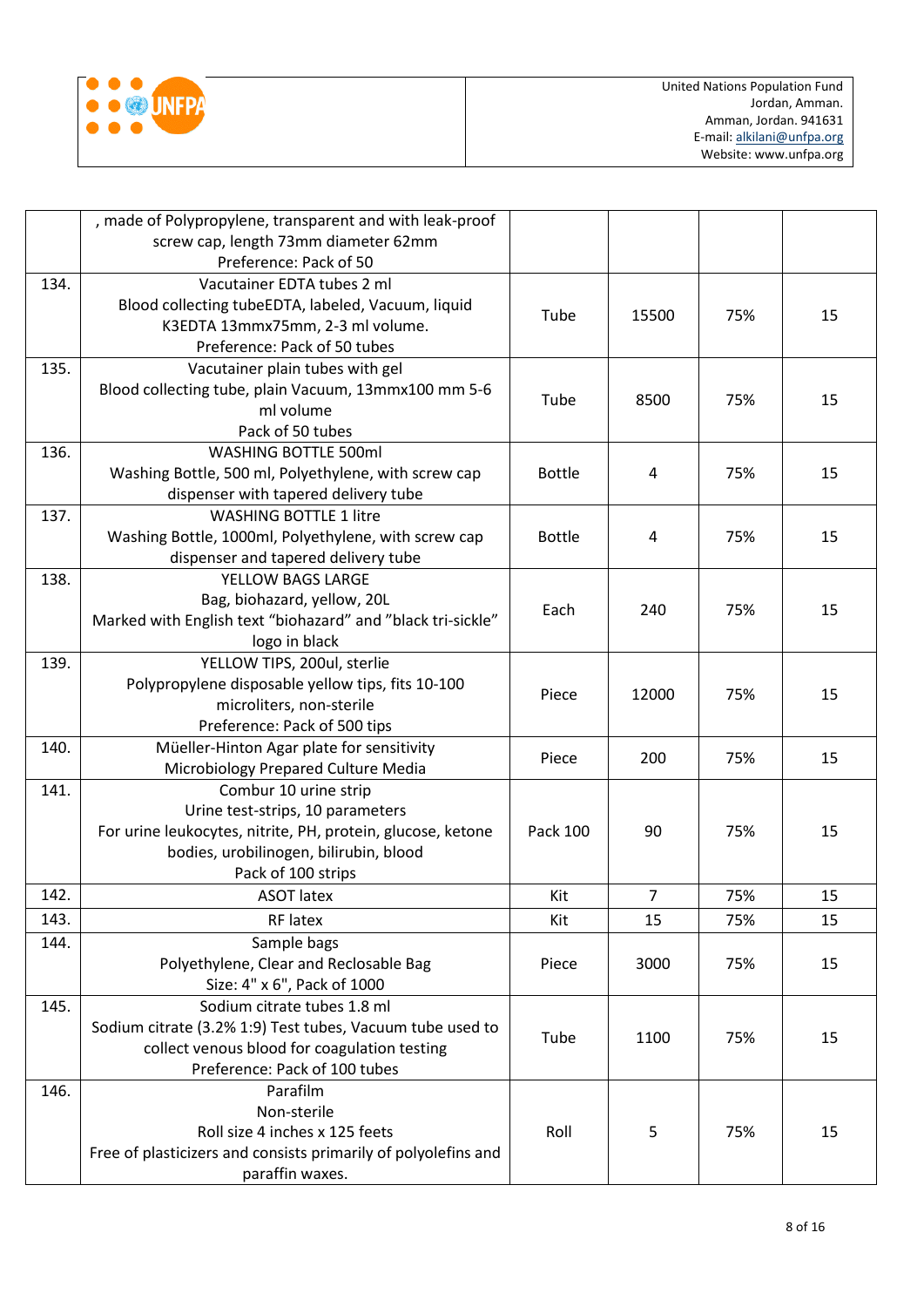| | , made of Polypropylene, transparent and with leak-proof screw cap, length 73mm diameter 62mm<br>Preference: Pack of 50 | | | | |
|---|---|---|---|---|---|
| 134. | Vacutainer EDTA tubes 2 ml<br>Blood collecting tubeEDTA, labeled, Vacuum, liquid K3EDTA 13mmx75mm, 2-3 ml volume.<br>Preference: Pack of 50 tubes | Tube | 15500 | 75% | 15 |
| 135. | Vacutainer plain tubes with gel<br>Blood collecting tube, plain Vacuum, 13mmx100 mm 5-6 ml volume<br>Pack of 50 tubes | Tube | 8500 | 75% | 15 |
| 136. | WASHING BOTTLE 500ml<br>Washing Bottle, 500 ml, Polyethylene, with screw cap dispenser with tapered delivery tube | Bottle | 4 | 75% | 15 |
| 137. | WASHING BOTTLE 1 litre<br>Washing Bottle, 1000ml, Polyethylene, with screw cap dispenser and tapered delivery tube | Bottle | 4 | 75% | 15 |
| 138. | YELLOW BAGS LARGE<br>Bag, biohazard, yellow, 20L<br>Marked with English text "biohazard" and "black tri-sickle" logo in black | Each | 240 | 75% | 15 |
| 139. | YELLOW TIPS, 200ul, sterlie<br>Polypropylene disposable yellow tips, fits 10-100 microliters, non-sterile<br>Preference: Pack of 500 tips | Piece | 12000 | 75% | 15 |
| 140. | Müeller-Hinton Agar plate for sensitivity<br>Microbiology Prepared Culture Media | Piece | 200 | 75% | 15 |
| 141. | Combur 10 urine strip<br>Urine test-strips, 10 parameters<br>For urine leukocytes, nitrite, PH, protein, glucose, ketone bodies, urobilinogen, bilirubin, blood<br>Pack of 100 strips | Pack 100 | 90 | 75% | 15 |
| 142. | ASOT latex | Kit | 7 | 75% | 15 |
| 143. | RF latex | Kit | 15 | 75% | 15 |
| 144. | Sample bags<br>Polyethylene, Clear and Reclosable Bag<br>Size: 4" x 6", Pack of 1000 | Piece | 3000 | 75% | 15 |
| 145. | Sodium citrate tubes 1.8 ml<br>Sodium citrate (3.2% 1:9) Test tubes, Vacuum tube used to collect venous blood for coagulation testing<br>Preference: Pack of 100 tubes | Tube | 1100 | 75% | 15 |
| 146. | Parafilm<br>Non-sterile<br>Roll size 4 inches x 125 feets<br>Free of plasticizers and consists primarily of polyolefins and paraffin waxes. | Roll | 5 | 75% | 15 |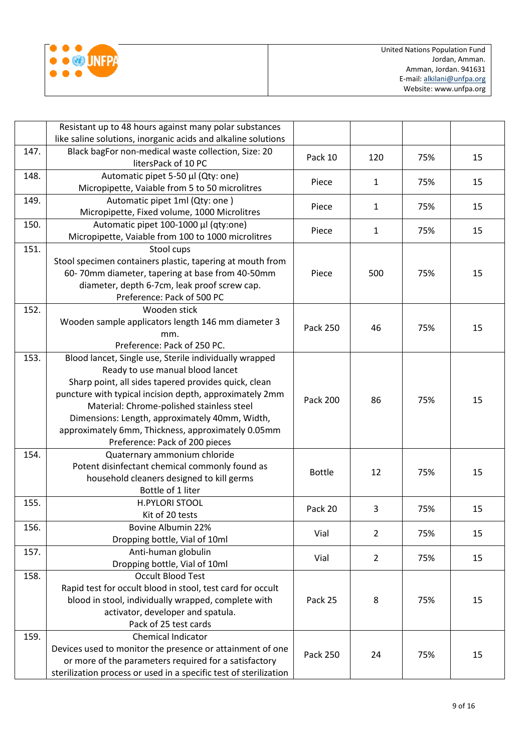United Nations Population Fund
Jordan, Amman.
Amman, Jordan. 941631
E-mail: alkilani@unfpa.org
Website: www.unfpa.org

| | | | | | |
|---|---|---|---|---|---|
| | Resistant up to 48 hours against many polar substances like saline solutions, inorganic acids and alkaline solutions | | | | |
| 147. | Black bagFor non-medical waste collection, Size: 20 litersPack of 10 PC | Pack 10 | 120 | 75% | 15 |
| 148. | Automatic pipet 5-50 µl (Qty: one)<br>Micropipette, Vaiable from 5 to 50 microlitres | Piece | 1 | 75% | 15 |
| 149. | Automatic pipet 1ml (Qty: one )<br>Micropipette, Fixed volume, 1000 Microlitres | Piece | 1 | 75% | 15 |
| 150. | Automatic pipet 100-1000 µl (qty:one)<br>Micropipette, Vaiable from 100 to 1000 microlitres | Piece | 1 | 75% | 15 |
| 151. | Stool cups<br>Stool specimen containers plastic, tapering at mouth from 60- 70mm diameter, tapering at base from 40-50mm diameter, depth 6-7cm, leak proof screw cap.<br>Preference: Pack of 500 PC | Piece | 500 | 75% | 15 |
| 152. | Wooden stick<br>Wooden sample applicators length 146 mm diameter 3 mm.<br>Preference: Pack of 250 PC. | Pack 250 | 46 | 75% | 15 |
| 153. | Blood lancet, Single use, Sterile individually wrapped<br>Ready to use manual blood lancet<br>Sharp point, all sides tapered provides quick, clean puncture with typical incision depth, approximately 2mm<br>Material: Chrome-polished stainless steel<br>Dimensions: Length, approximately 40mm, Width, approximately 6mm, Thickness, approximately 0.05mm<br>Preference: Pack of 200 pieces | Pack 200 | 86 | 75% | 15 |
| 154. | Quaternary ammonium chloride<br>Potent disinfectant chemical commonly found as household cleaners designed to kill germs<br>Bottle of 1 liter | Bottle | 12 | 75% | 15 |
| 155. | H.PYLORI STOOL<br>Kit of 20 tests | Pack 20 | 3 | 75% | 15 |
| 156. | Bovine Albumin 22%<br>Dropping bottle, Vial of 10ml | Vial | 2 | 75% | 15 |
| 157. | Anti-human globulin<br>Dropping bottle, Vial of 10ml | Vial | 2 | 75% | 15 |
| 158. | Occult Blood Test<br>Rapid test for occult blood in stool, test card for occult blood in stool, individually wrapped, complete with activator, developer and spatula.<br>Pack of 25 test cards | Pack 25 | 8 | 75% | 15 |
| 159. | Chemical Indicator<br>Devices used to monitor the presence or attainment of one or more of the parameters required for a satisfactory sterilization process or used in a specific test of sterilization | Pack 250 | 24 | 75% | 15 |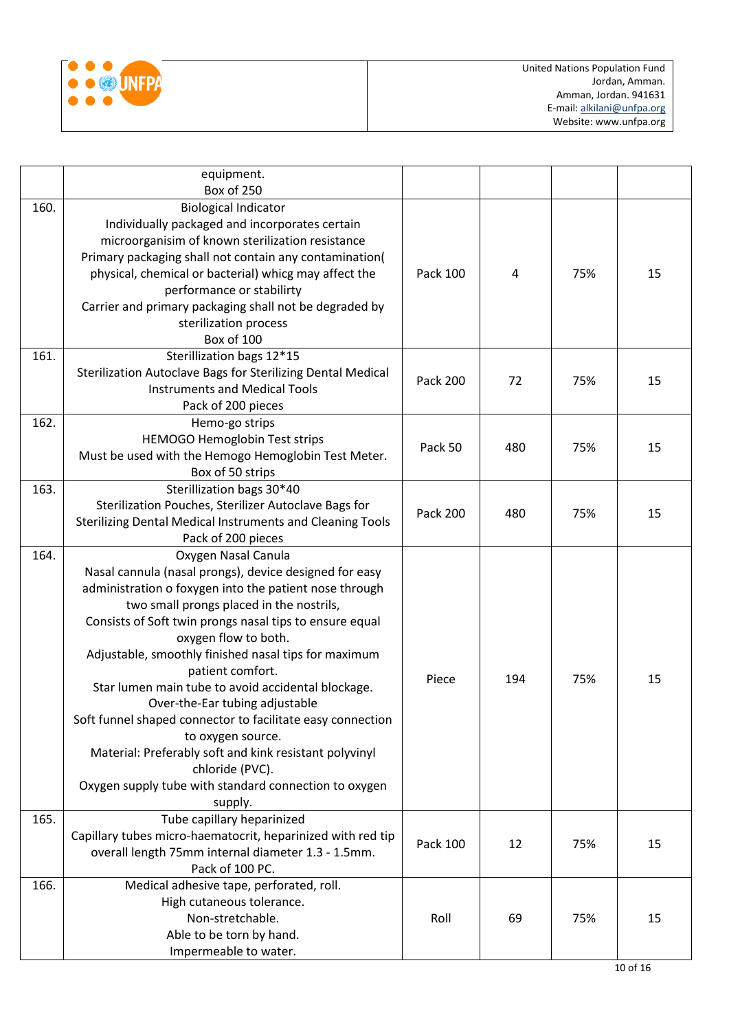| | | | | | |
|---|---|---|---|---|---|
| | equipment.<br>Box of 250 | | | | |
| 160. | Biological Indicator<br>Individually packaged and incorporates certain microorganisim of known sterilization resistance<br>Primary packaging shall not contain any contamination( physical, chemical or bacterial) whicg may affect the performance or stabilirty<br>Carrier and primary packaging shall not be degraded by sterilization process<br>Box of 100 | Pack 100 | 4 | 75% | 15 |
| 161. | Sterillization bags 12*15<br>Sterilization Autoclave Bags for Sterilizing Dental Medical Instruments and Medical Tools<br>Pack of 200 pieces | Pack 200 | 72 | 75% | 15 |
| 162. | Hemo-go strips<br>HEMOGO Hemoglobin Test strips<br>Must be used with the Hemogo Hemoglobin Test Meter.<br>Box of 50 strips | Pack 50 | 480 | 75% | 15 |
| 163. | Sterillization bags 30*40<br>Sterilization Pouches, Sterilizer Autoclave Bags for Sterilizing Dental Medical Instruments and Cleaning Tools<br>Pack of 200 pieces | Pack 200 | 480 | 75% | 15 |
| 164. | Oxygen Nasal Canula<br>Nasal cannula (nasal prongs), device designed for easy administration o foxygen into the patient nose through two small prongs placed in the nostrils,<br>Consists of Soft twin prongs nasal tips to ensure equal oxygen flow to both.<br>Adjustable, smoothly finished nasal tips for maximum patient comfort.<br>Star lumen main tube to avoid accidental blockage.<br>Over-the-Ear tubing adjustable<br>Soft funnel shaped connector to facilitate easy connection to oxygen source.<br>Material: Preferably soft and kink resistant polyvinyl chloride (PVC).<br>Oxygen supply tube with standard connection to oxygen supply. | Piece | 194 | 75% | 15 |
| 165. | Tube capillary heparinized<br>Capillary tubes micro-haematocrit, heparinized with red tip overall length 75mm internal diameter 1.3 - 1.5mm.<br>Pack of 100 PC. | Pack 100 | 12 | 75% | 15 |
| 166. | Medical adhesive tape, perforated, roll.<br>High cutaneous tolerance.<br>Non-stretchable.<br>Able to be torn by hand.<br>Impermeable to water. | Roll | 69 | 75% | 15 |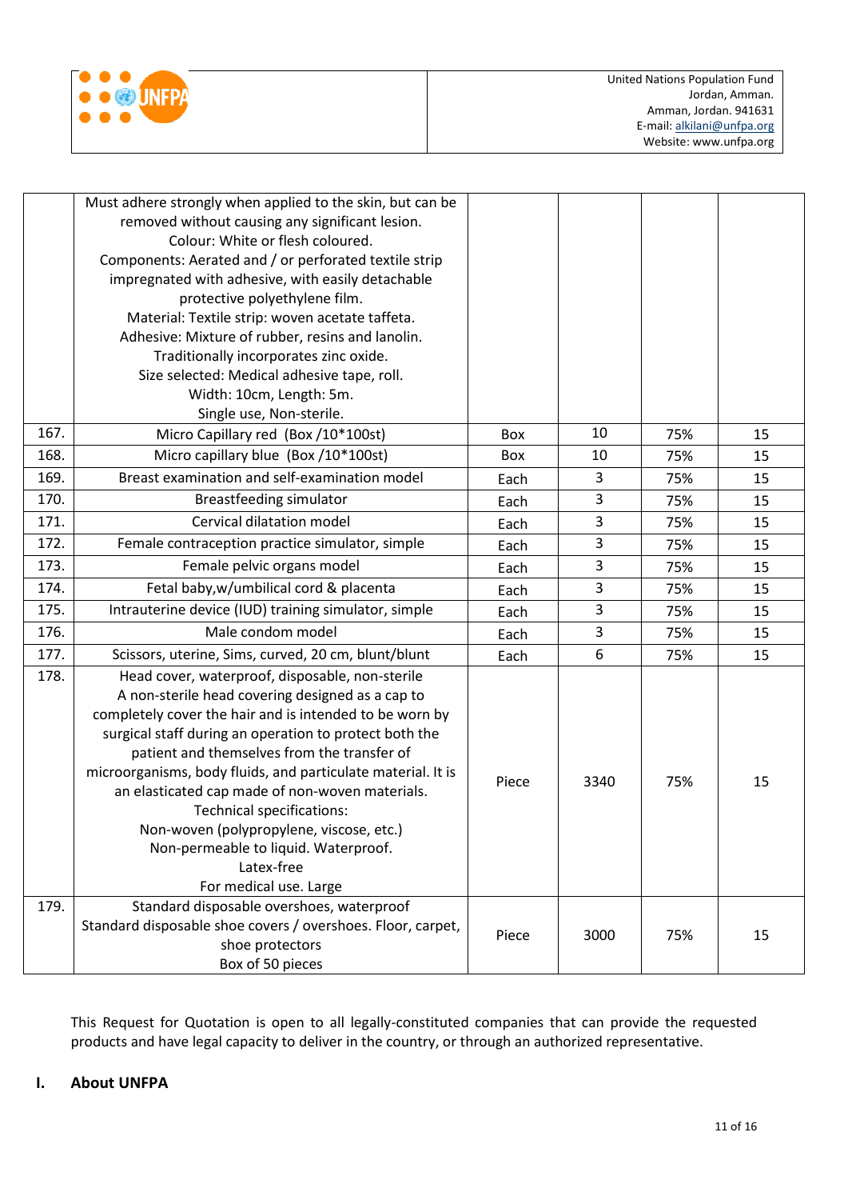| | | | | | |
|---|---|---|---|---|---|
| | Must adhere strongly when applied to the skin, but can be removed without causing any significant lesion. Colour: White or flesh coloured. Components: Aerated and / or perforated textile strip impregnated with adhesive, with easily detachable protective polyethylene film. Material: Textile strip: woven acetate taffeta. Adhesive: Mixture of rubber, resins and lanolin. Traditionally incorporates zinc oxide. Size selected: Medical adhesive tape, roll. Width: 10cm, Length: 5m. Single use, Non-sterile. | | | | |
| 167. | Micro Capillary red (Box /10*100st) | Box | 10 | 75% | 15 |
| 168. | Micro capillary blue (Box /10*100st) | Box | 10 | 75% | 15 |
| 169. | Breast examination and self-examination model | Each | 3 | 75% | 15 |
| 170. | Breastfeeding simulator | Each | 3 | 75% | 15 |
| 171. | Cervical dilatation model | Each | 3 | 75% | 15 |
| 172. | Female contraception practice simulator, simple | Each | 3 | 75% | 15 |
| 173. | Female pelvic organs model | Each | 3 | 75% | 15 |
| 174. | Fetal baby,w/umbilical cord & placenta | Each | 3 | 75% | 15 |
| 175. | Intrauterine device (IUD) training simulator, simple | Each | 3 | 75% | 15 |
| 176. | Male condom model | Each | 3 | 75% | 15 |
| 177. | Scissors, uterine, Sims, curved, 20 cm, blunt/blunt | Each | 6 | 75% | 15 |
| 178. | Head cover, waterproof, disposable, non-sterile A non-sterile head covering designed as a cap to completely cover the hair and is intended to be worn by surgical staff during an operation to protect both the patient and themselves from the transfer of microorganisms, body fluids, and particulate material. It is an elasticated cap made of non-woven materials. Technical specifications: Non-woven (polypropylene, viscose, etc.) Non-permeable to liquid. Waterproof. Latex-free For medical use. Large | Piece | 3340 | 75% | 15 |
| 179. | Standard disposable overshoes, waterproof Standard disposable shoe covers / overshoes. Floor, carpet, shoe protectors Box of 50 pieces | Piece | 3000 | 75% | 15 |

This Request for Quotation is open to all legally-constituted companies that can provide the requested products and have legal capacity to deliver in the country, or through an authorized representative.

## I. About UNFPA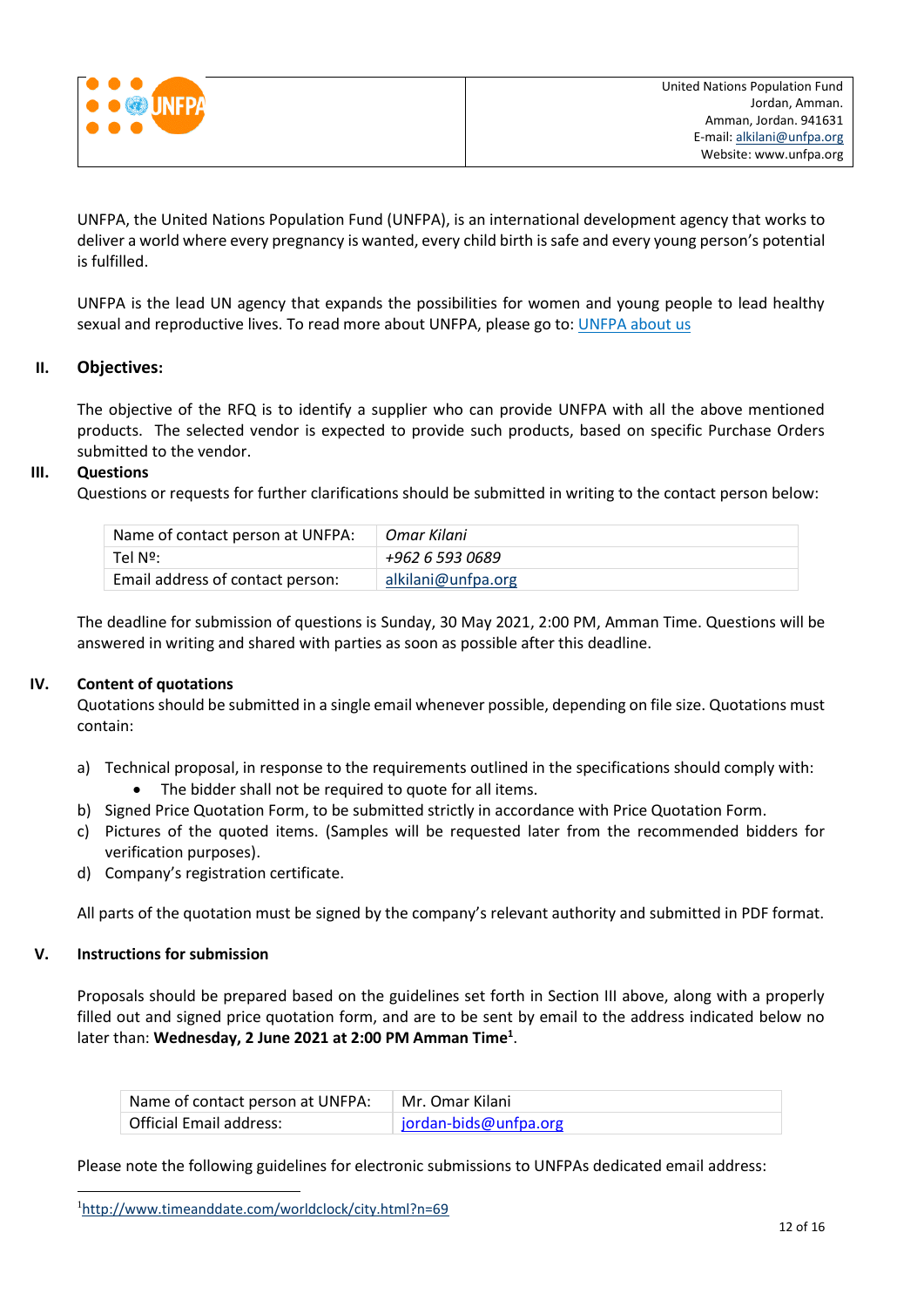| | United Nations Population Fund<br>Jordan, Amman.<br>Amman, Jordan. 941631<br>E-mail: alkilani@unfpa.org<br>Website: www.unfpa.org |
|---|---|

UNFPA, the United Nations Population Fund (UNFPA), is an international development agency that works to deliver a world where every pregnancy is wanted, every child birth is safe and every young person's potential is fulfilled.

UNFPA is the lead UN agency that expands the possibilities for women and young people to lead healthy sexual and reproductive lives. To read more about UNFPA, please go to: UNFPA about us

## II. Objectives:

The objective of the RFQ is to identify a supplier who can provide UNFPA with all the above mentioned products. The selected vendor is expected to provide such products, based on specific Purchase Orders submitted to the vendor.

## III. Questions

Questions or requests for further clarifications should be submitted in writing to the contact person below:

| Name of contact person at UNFPA: | *Omar Kilani* |
|---|---|
| Tel Nº: | *+962 6 593 0689* |
| Email address of contact person: | alkilani@unfpa.org |

The deadline for submission of questions is Sunday, 30 May 2021, 2:00 PM, Amman Time. Questions will be answered in writing and shared with parties as soon as possible after this deadline.

## IV. Content of quotations

Quotations should be submitted in a single email whenever possible, depending on file size. Quotations must contain:

a) Technical proposal, in response to the requirements outlined in the specifications should comply with:
   - The bidder shall not be required to quote for all items.
b) Signed Price Quotation Form, to be submitted strictly in accordance with Price Quotation Form.
c) Pictures of the quoted items. (Samples will be requested later from the recommended bidders for verification purposes).
d) Company's registration certificate.

All parts of the quotation must be signed by the company's relevant authority and submitted in PDF format.

## V. Instructions for submission

Proposals should be prepared based on the guidelines set forth in Section III above, along with a properly filled out and signed price quotation form, and are to be sent by email to the address indicated below no later than: **Wednesday, 2 June 2021 at 2:00 PM Amman Time**[1].

| Name of contact person at UNFPA: | Mr. Omar Kilani |
|---|---|
| Official Email address: | jordan-bids@unfpa.org |

Please note the following guidelines for electronic submissions to UNFPAs dedicated email address:

[1] http://www.timeanddate.com/worldclock/city.html?n=69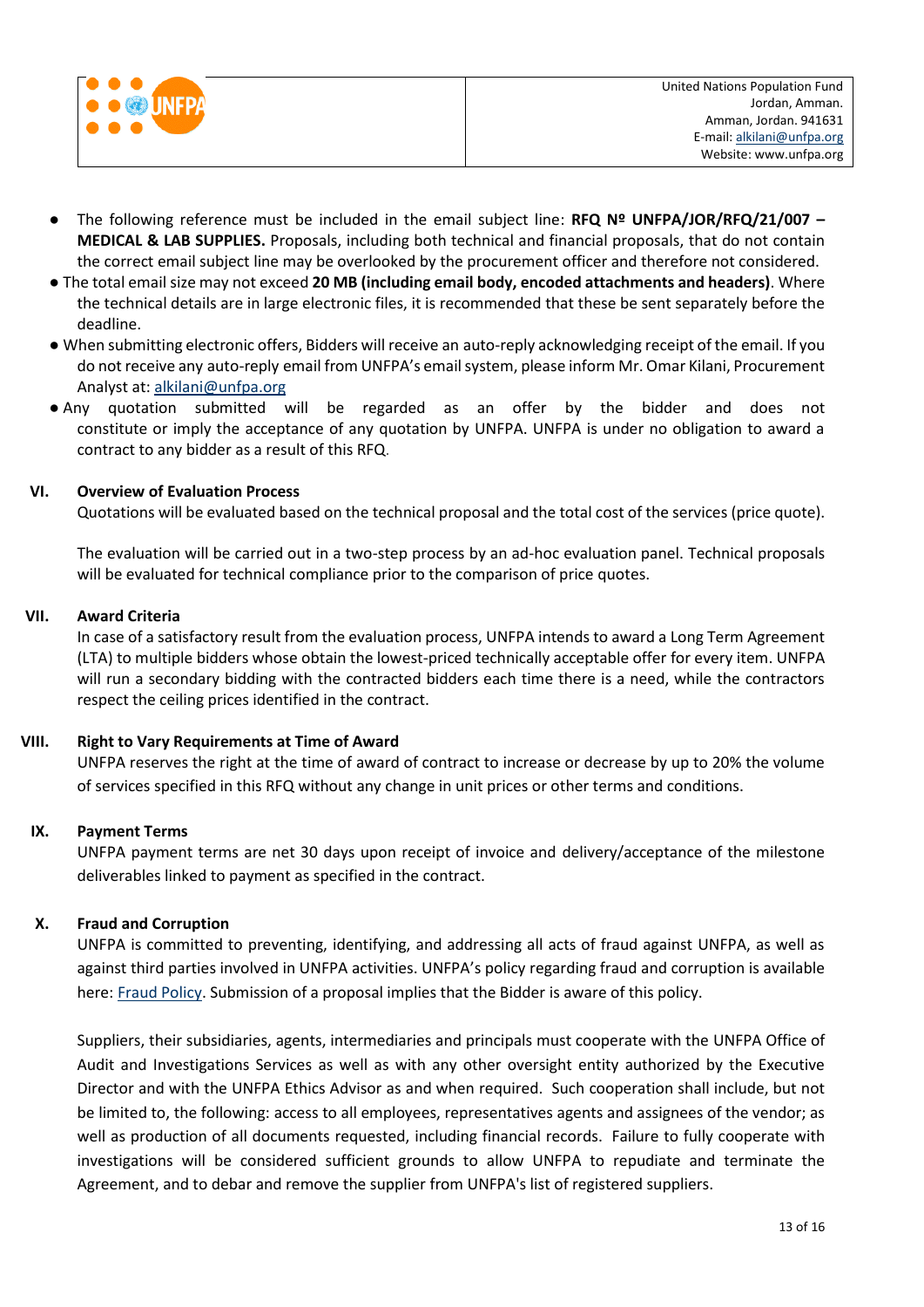- The following reference must be included in the email subject line: **RFQ Nº UNFPA/JOR/RFQ/21/007 – MEDICAL & LAB SUPPLIES.** Proposals, including both technical and financial proposals, that do not contain the correct email subject line may be overlooked by the procurement officer and therefore not considered.
- The total email size may not exceed **20 MB (including email body, encoded attachments and headers)**. Where the technical details are in large electronic files, it is recommended that these be sent separately before the deadline.
- When submitting electronic offers, Bidders will receive an auto-reply acknowledging receipt of the email. If you do not receive any auto-reply email from UNFPA's email system, please inform Mr. Omar Kilani, Procurement Analyst at: alkilani@unfpa.org
- Any quotation submitted will be regarded as an offer by the bidder and does not constitute or imply the acceptance of any quotation by UNFPA. UNFPA is under no obligation to award a contract to any bidder as a result of this RFQ.

## VI. Overview of Evaluation Process

Quotations will be evaluated based on the technical proposal and the total cost of the services (price quote).

The evaluation will be carried out in a two-step process by an ad-hoc evaluation panel. Technical proposals will be evaluated for technical compliance prior to the comparison of price quotes.

## VII. Award Criteria

In case of a satisfactory result from the evaluation process, UNFPA intends to award a Long Term Agreement (LTA) to multiple bidders whose obtain the lowest-priced technically acceptable offer for every item. UNFPA will run a secondary bidding with the contracted bidders each time there is a need, while the contractors respect the ceiling prices identified in the contract.

## VIII. Right to Vary Requirements at Time of Award

UNFPA reserves the right at the time of award of contract to increase or decrease by up to 20% the volume of services specified in this RFQ without any change in unit prices or other terms and conditions.

## IX. Payment Terms

UNFPA payment terms are net 30 days upon receipt of invoice and delivery/acceptance of the milestone deliverables linked to payment as specified in the contract.

## X. Fraud and Corruption

UNFPA is committed to preventing, identifying, and addressing all acts of fraud against UNFPA, as well as against third parties involved in UNFPA activities. UNFPA's policy regarding fraud and corruption is available here: Fraud Policy. Submission of a proposal implies that the Bidder is aware of this policy.

Suppliers, their subsidiaries, agents, intermediaries and principals must cooperate with the UNFPA Office of Audit and Investigations Services as well as with any other oversight entity authorized by the Executive Director and with the UNFPA Ethics Advisor as and when required. Such cooperation shall include, but not be limited to, the following: access to all employees, representatives agents and assignees of the vendor; as well as production of all documents requested, including financial records. Failure to fully cooperate with investigations will be considered sufficient grounds to allow UNFPA to repudiate and terminate the Agreement, and to debar and remove the supplier from UNFPA's list of registered suppliers.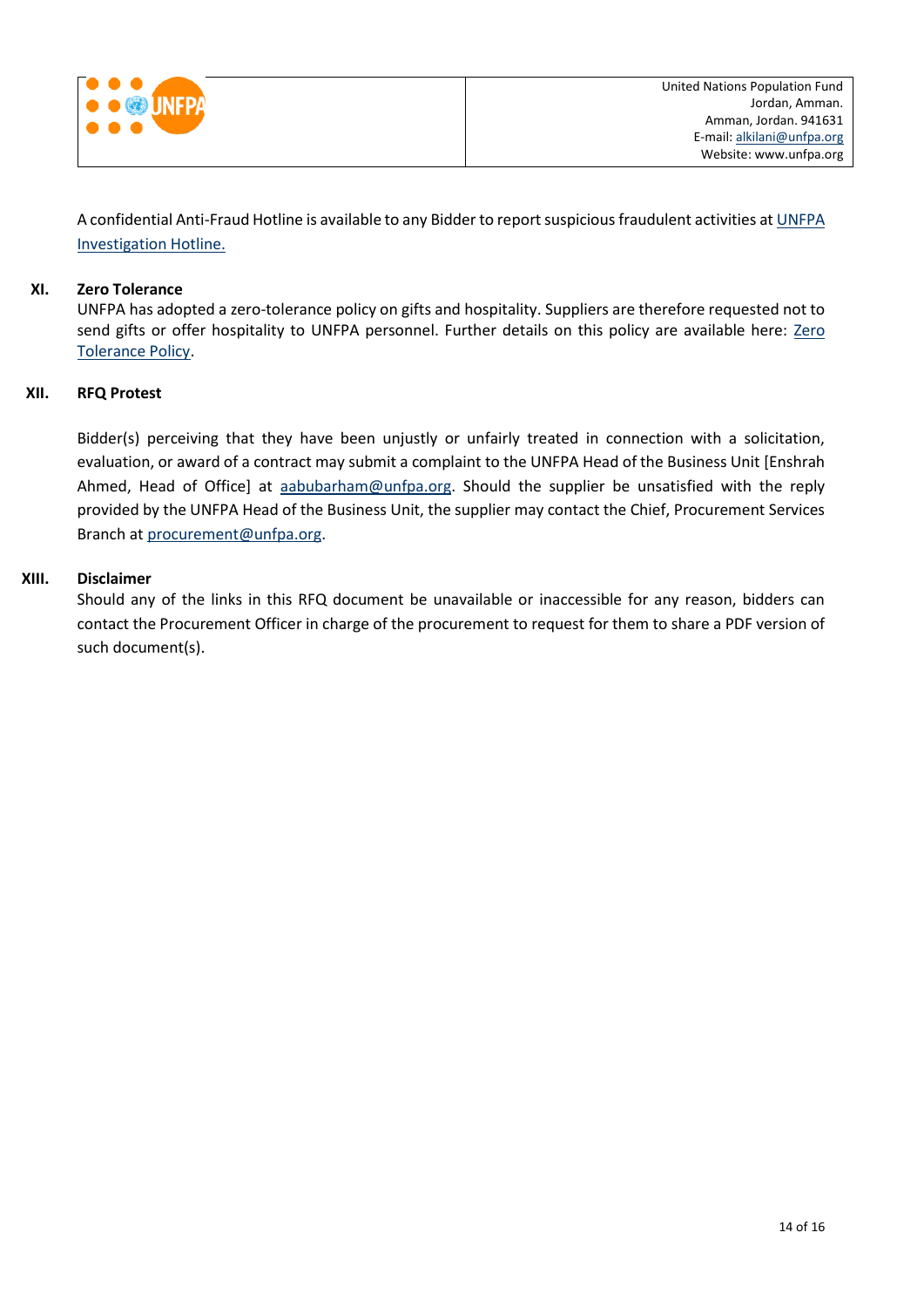A confidential Anti-Fraud Hotline is available to any Bidder to report suspicious fraudulent activities at [UNFPA Investigation Hotline.]()

## XI. Zero Tolerance

UNFPA has adopted a zero-tolerance policy on gifts and hospitality. Suppliers are therefore requested not to send gifts or offer hospitality to UNFPA personnel. Further details on this policy are available here: [Zero Tolerance Policy]().

## XII. RFQ Protest

Bidder(s) perceiving that they have been unjustly or unfairly treated in connection with a solicitation, evaluation, or award of a contract may submit a complaint to the UNFPA Head of the Business Unit [Enshrah Ahmed, Head of Office] at aabubarham@unfpa.org. Should the supplier be unsatisfied with the reply provided by the UNFPA Head of the Business Unit, the supplier may contact the Chief, Procurement Services Branch at procurement@unfpa.org.

## XIII. Disclaimer

Should any of the links in this RFQ document be unavailable or inaccessible for any reason, bidders can contact the Procurement Officer in charge of the procurement to request for them to share a PDF version of such document(s).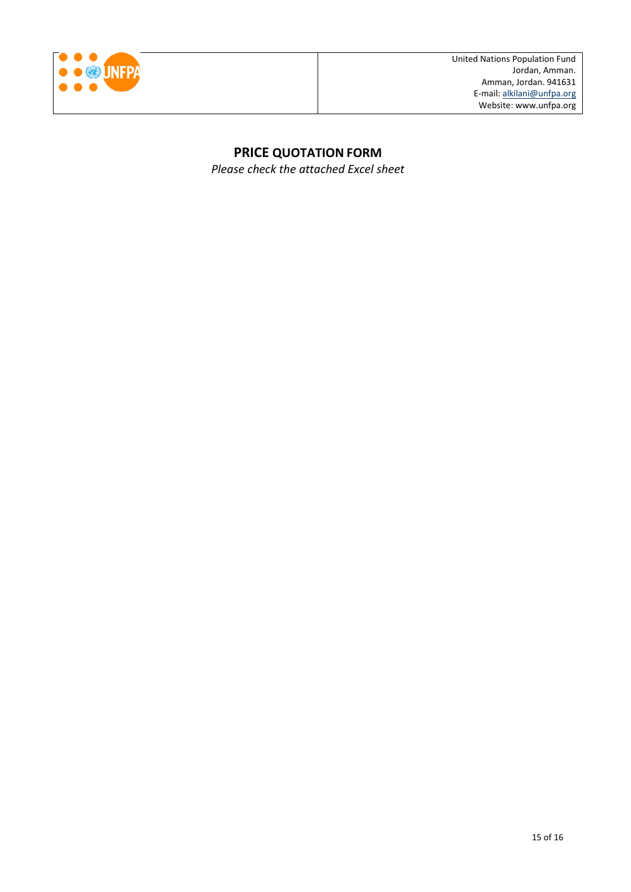| | United Nations Population Fund<br>Jordan, Amman.<br>Amman, Jordan. 941631<br>E-mail: alkilani@unfpa.org<br>Website: www.unfpa.org |
|---|---|

## PRICE QUOTATION FORM

*Please check the attached Excel sheet*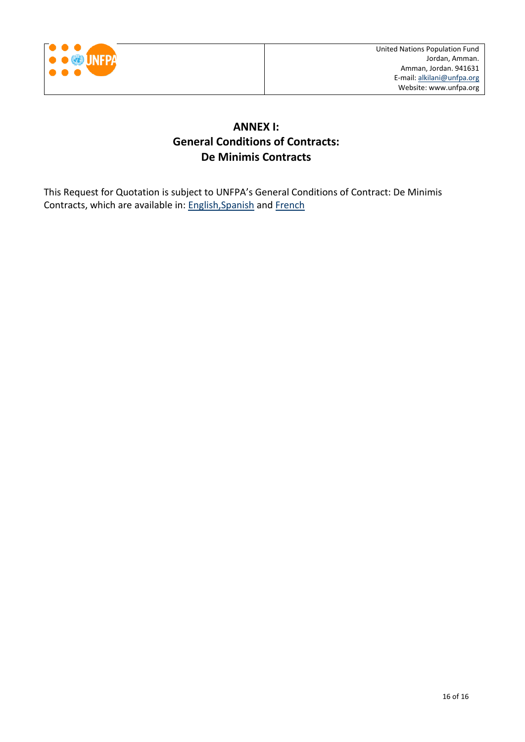| | |
|---|---|
| UNFPA | United Nations Population Fund<br>Jordan, Amman.<br>Amman, Jordan. 941631<br>E-mail: alkilani@unfpa.org<br>Website: www.unfpa.org |

# ANNEX I:
# General Conditions of Contracts:
# De Minimis Contracts

This Request for Quotation is subject to UNFPA's General Conditions of Contract: De Minimis Contracts, which are available in: English,Spanish and French